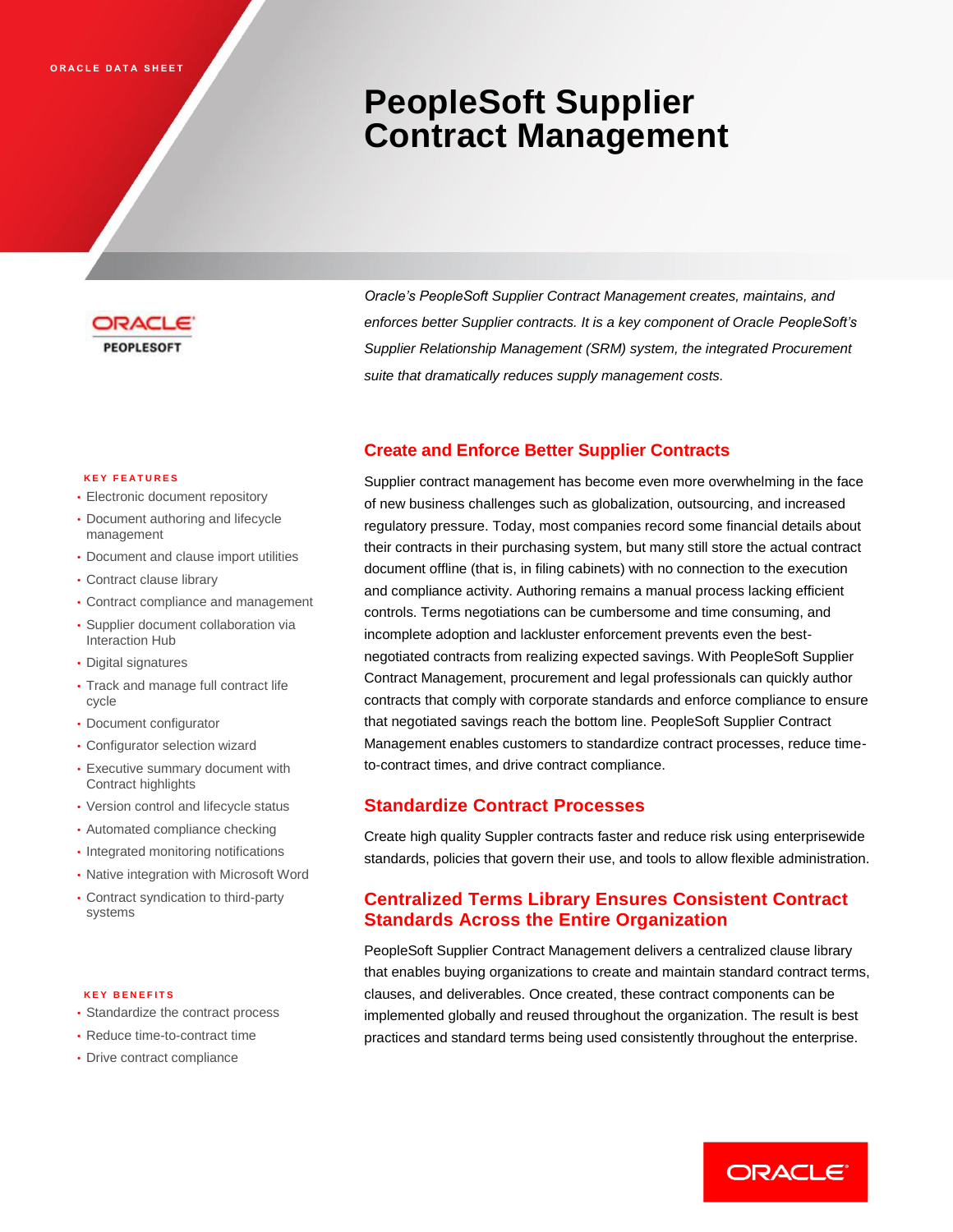ORACLE DATA SHEET

# PeopleSoft Supplier Contract Management

*Oracle's PeopleSoft Supplier Contract Management creates, maintains, and enforces better Supplier contracts. It is a key component of Oracle PeopleSoft's Supplier Relationship Management (SRM) system, the integrated Procurement suite that dramatically reduces supply management costs.*

**KEY FEATURES**

- Electronic document repository
- Document authoring and lifecycle management
- Document and clause import utilities
- Contract clause library
- Contract compliance and management
- Supplier document collaboration via Interaction Hub
- Digital signatures
- Track and manage full contract life cycle
- Document configurator
- Configurator selection wizard
- Executive summary document with Contract highlights
- Version control and lifecycle status
- Automated compliance checking
- Integrated monitoring notifications
- Native integration with Microsoft Word
- Contract syndication to third-party systems

**KEY BENEFITS**

- Standardize the contract process
- Reduce time-to-contract time
- Drive contract compliance

## Create and Enforce Better Supplier Contracts

Supplier contract management has become even more overwhelming in the face of new business challenges such as globalization, outsourcing, and increased regulatory pressure. Today, most companies record some financial details about their contracts in their purchasing system, but many still store the actual contract document offline (that is, in filing cabinets) with no connection to the execution and compliance activity. Authoring remains a manual process lacking efficient controls. Terms negotiations can be cumbersome and time consuming, and incomplete adoption and lackluster enforcement prevents even the best-negotiated contracts from realizing expected savings. With PeopleSoft Supplier Contract Management, procurement and legal professionals can quickly author contracts that comply with corporate standards and enforce compliance to ensure that negotiated savings reach the bottom line. PeopleSoft Supplier Contract Management enables customers to standardize contract processes, reduce time-to-contract times, and drive contract compliance.

## Standardize Contract Processes

Create high quality Suppler contracts faster and reduce risk using enterprisewide standards, policies that govern their use, and tools to allow flexible administration.

## Centralized Terms Library Ensures Consistent Contract Standards Across the Entire Organization

PeopleSoft Supplier Contract Management delivers a centralized clause library that enables buying organizations to create and maintain standard contract terms, clauses, and deliverables. Once created, these contract components can be implemented globally and reused throughout the organization. The result is best practices and standard terms being used consistently throughout the enterprise.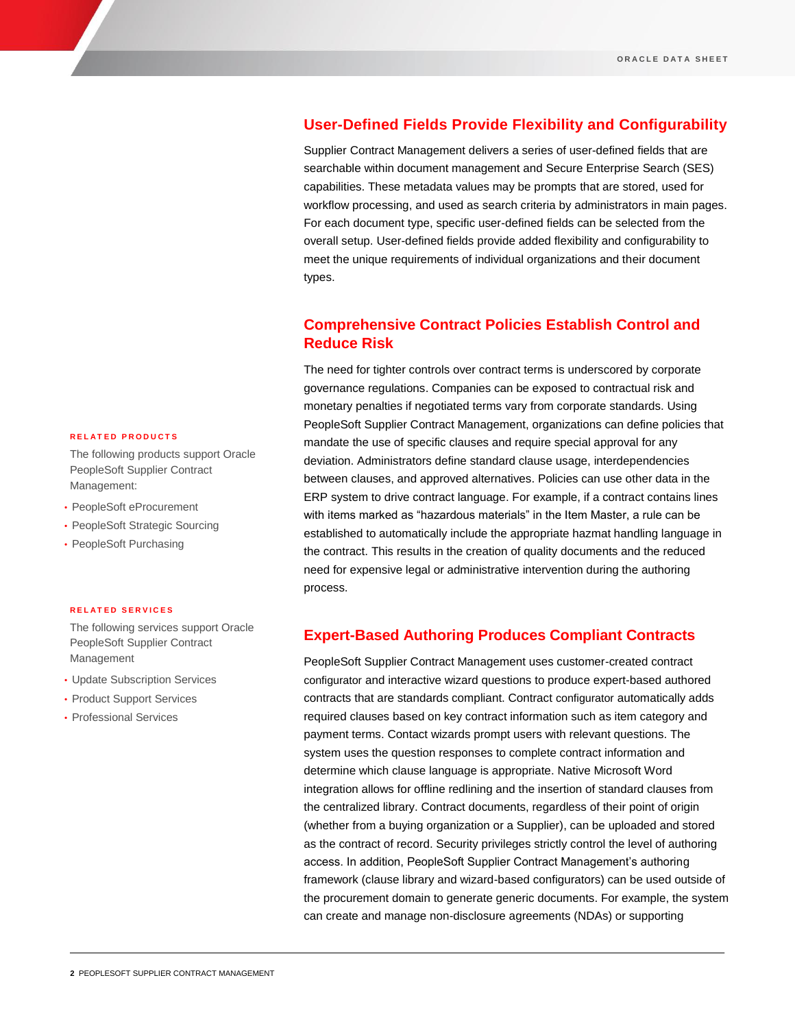## User-Defined Fields Provide Flexibility and Configurability

Supplier Contract Management delivers a series of user-defined fields that are searchable within document management and Secure Enterprise Search (SES) capabilities. These metadata values may be prompts that are stored, used for workflow processing, and used as search criteria by administrators in main pages. For each document type, specific user-defined fields can be selected from the overall setup. User-defined fields provide added flexibility and configurability to meet the unique requirements of individual organizations and their document types.

## Comprehensive Contract Policies Establish Control and Reduce Risk

The need for tighter controls over contract terms is underscored by corporate governance regulations. Companies can be exposed to contractual risk and monetary penalties if negotiated terms vary from corporate standards. Using PeopleSoft Supplier Contract Management, organizations can define policies that mandate the use of specific clauses and require special approval for any deviation. Administrators define standard clause usage, interdependencies between clauses, and approved alternatives. Policies can use other data in the ERP system to drive contract language. For example, if a contract contains lines with items marked as "hazardous materials" in the Item Master, a rule can be established to automatically include the appropriate hazmat handling language in the contract. This results in the creation of quality documents and the reduced need for expensive legal or administrative intervention during the authoring process.

## Expert-Based Authoring Produces Compliant Contracts

PeopleSoft Supplier Contract Management uses customer-created contract configurator and interactive wizard questions to produce expert-based authored contracts that are standards compliant. Contract configurator automatically adds required clauses based on key contract information such as item category and payment terms. Contact wizards prompt users with relevant questions. The system uses the question responses to complete contract information and determine which clause language is appropriate. Native Microsoft Word integration allows for offline redlining and the insertion of standard clauses from the centralized library. Contract documents, regardless of their point of origin (whether from a buying organization or a Supplier), can be uploaded and stored as the contract of record. Security privileges strictly control the level of authoring access. In addition, PeopleSoft Supplier Contract Management's authoring framework (clause library and wizard-based configurators) can be used outside of the procurement domain to generate generic documents. For example, the system can create and manage non-disclosure agreements (NDAs) or supporting

### RELATED PRODUCTS

The following products support Oracle PeopleSoft Supplier Contract Management:

- PeopleSoft eProcurement
- PeopleSoft Strategic Sourcing
- PeopleSoft Purchasing

### RELATED SERVICES

The following services support Oracle PeopleSoft Supplier Contract Management

- Update Subscription Services
- Product Support Services
- Professional Services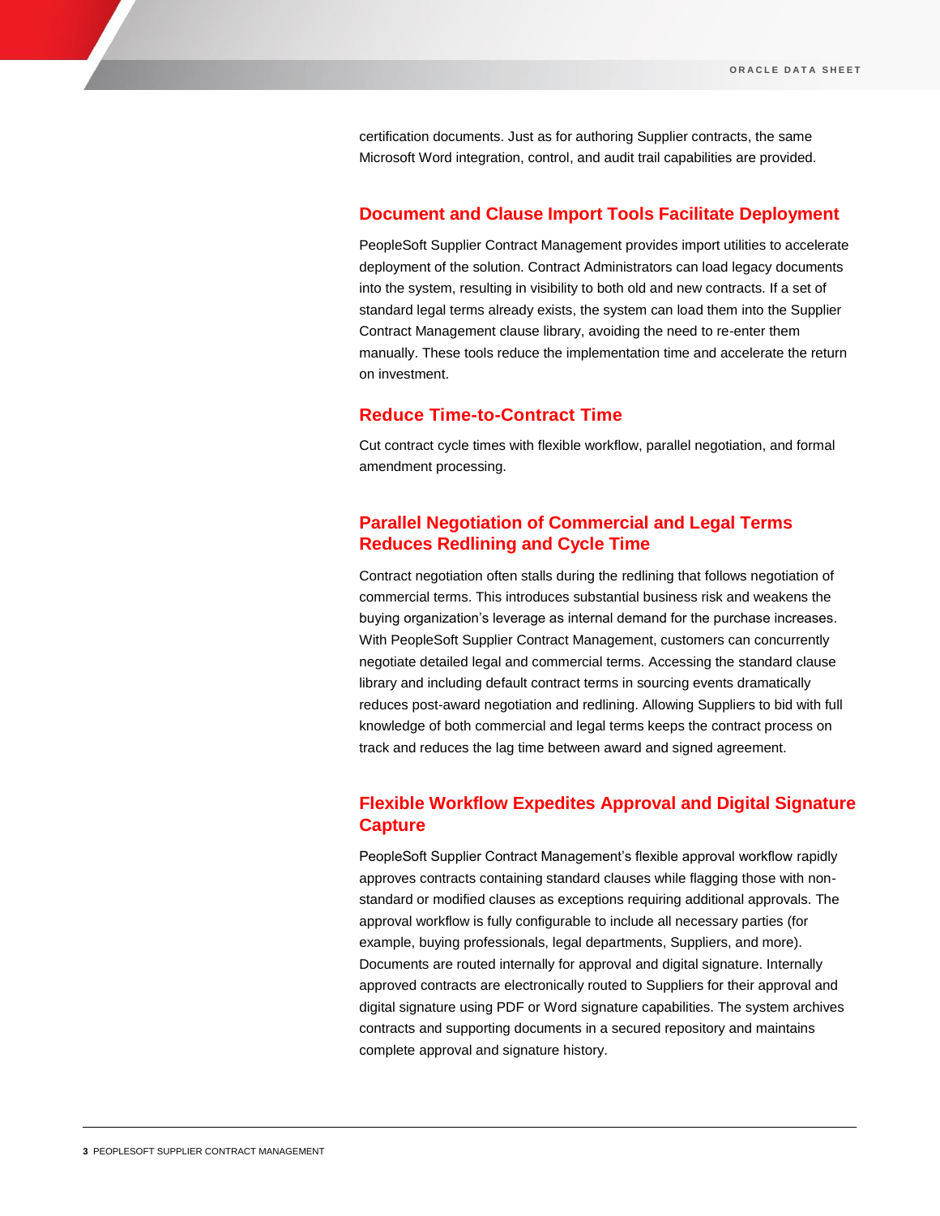certification documents. Just as for authoring Supplier contracts, the same Microsoft Word integration, control, and audit trail capabilities are provided.

## Document and Clause Import Tools Facilitate Deployment

PeopleSoft Supplier Contract Management provides import utilities to accelerate deployment of the solution. Contract Administrators can load legacy documents into the system, resulting in visibility to both old and new contracts. If a set of standard legal terms already exists, the system can load them into the Supplier Contract Management clause library, avoiding the need to re-enter them manually. These tools reduce the implementation time and accelerate the return on investment.

## Reduce Time-to-Contract Time

Cut contract cycle times with flexible workflow, parallel negotiation, and formal amendment processing.

## Parallel Negotiation of Commercial and Legal Terms Reduces Redlining and Cycle Time

Contract negotiation often stalls during the redlining that follows negotiation of commercial terms. This introduces substantial business risk and weakens the buying organization's leverage as internal demand for the purchase increases. With PeopleSoft Supplier Contract Management, customers can concurrently negotiate detailed legal and commercial terms. Accessing the standard clause library and including default contract terms in sourcing events dramatically reduces post-award negotiation and redlining. Allowing Suppliers to bid with full knowledge of both commercial and legal terms keeps the contract process on track and reduces the lag time between award and signed agreement.

## Flexible Workflow Expedites Approval and Digital Signature Capture

PeopleSoft Supplier Contract Management's flexible approval workflow rapidly approves contracts containing standard clauses while flagging those with non-standard or modified clauses as exceptions requiring additional approvals. The approval workflow is fully configurable to include all necessary parties (for example, buying professionals, legal departments, Suppliers, and more). Documents are routed internally for approval and digital signature. Internally approved contracts are electronically routed to Suppliers for their approval and digital signature using PDF or Word signature capabilities. The system archives contracts and supporting documents in a secured repository and maintains complete approval and signature history.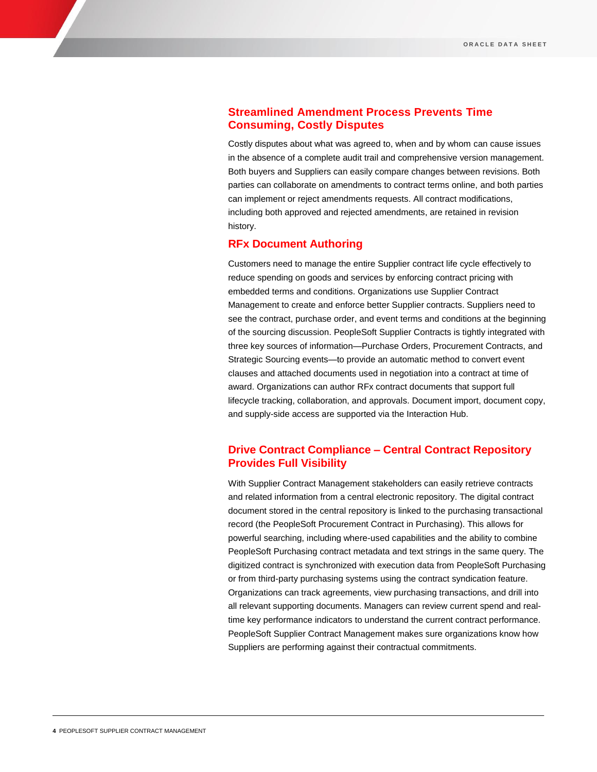## Streamlined Amendment Process Prevents Time Consuming, Costly Disputes

Costly disputes about what was agreed to, when and by whom can cause issues in the absence of a complete audit trail and comprehensive version management. Both buyers and Suppliers can easily compare changes between revisions. Both parties can collaborate on amendments to contract terms online, and both parties can implement or reject amendments requests. All contract modifications, including both approved and rejected amendments, are retained in revision history.

## RFx Document Authoring

Customers need to manage the entire Supplier contract life cycle effectively to reduce spending on goods and services by enforcing contract pricing with embedded terms and conditions. Organizations use Supplier Contract Management to create and enforce better Supplier contracts. Suppliers need to see the contract, purchase order, and event terms and conditions at the beginning of the sourcing discussion. PeopleSoft Supplier Contracts is tightly integrated with three key sources of information—Purchase Orders, Procurement Contracts, and Strategic Sourcing events—to provide an automatic method to convert event clauses and attached documents used in negotiation into a contract at time of award. Organizations can author RFx contract documents that support full lifecycle tracking, collaboration, and approvals. Document import, document copy, and supply-side access are supported via the Interaction Hub.

## Drive Contract Compliance – Central Contract Repository Provides Full Visibility

With Supplier Contract Management stakeholders can easily retrieve contracts and related information from a central electronic repository. The digital contract document stored in the central repository is linked to the purchasing transactional record (the PeopleSoft Procurement Contract in Purchasing). This allows for powerful searching, including where-used capabilities and the ability to combine PeopleSoft Purchasing contract metadata and text strings in the same query. The digitized contract is synchronized with execution data from PeopleSoft Purchasing or from third-party purchasing systems using the contract syndication feature. Organizations can track agreements, view purchasing transactions, and drill into all relevant supporting documents. Managers can review current spend and real-time key performance indicators to understand the current contract performance. PeopleSoft Supplier Contract Management makes sure organizations know how Suppliers are performing against their contractual commitments.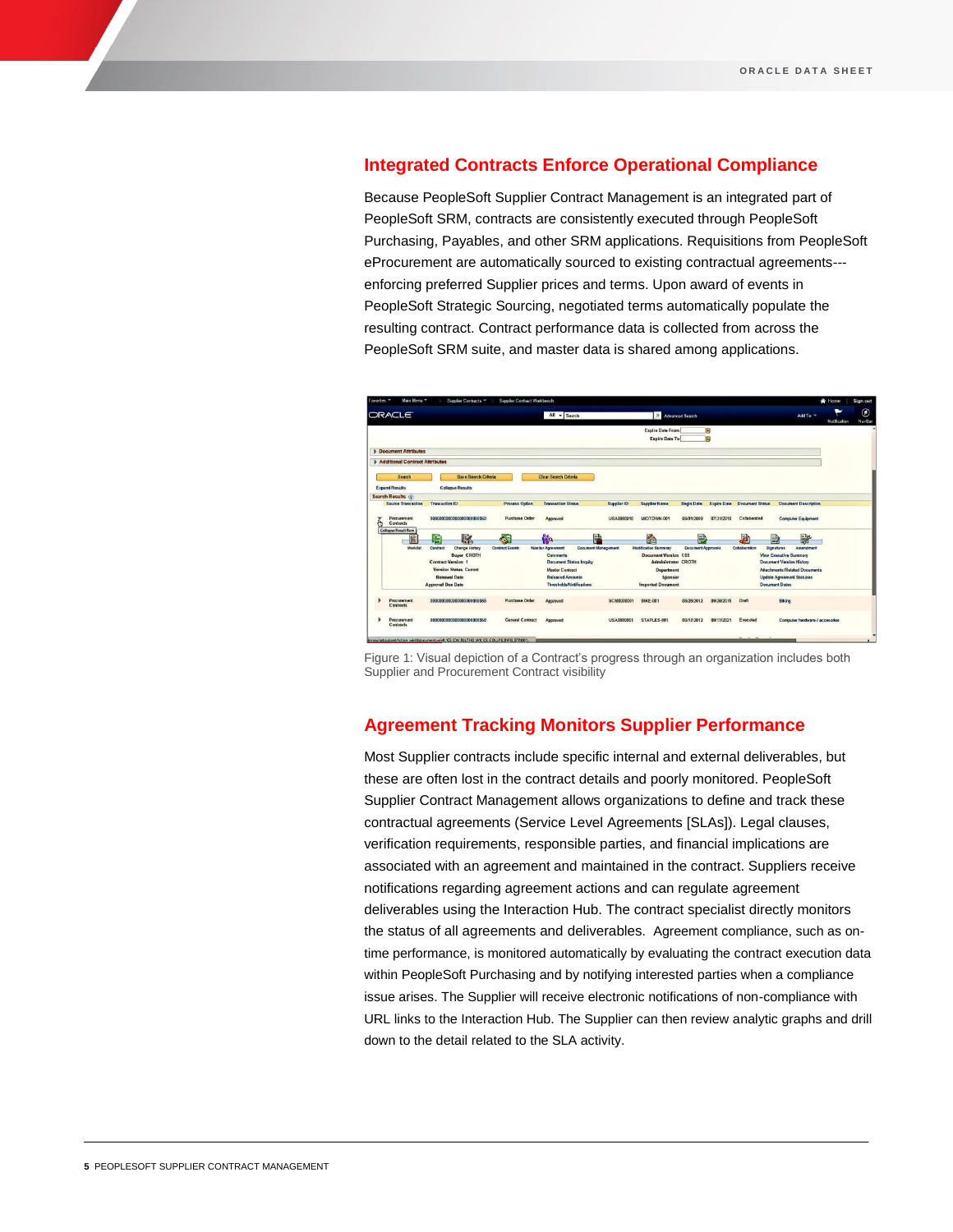## Integrated Contracts Enforce Operational Compliance

Because PeopleSoft Supplier Contract Management is an integrated part of PeopleSoft SRM, contracts are consistently executed through PeopleSoft Purchasing, Payables, and other SRM applications. Requisitions from PeopleSoft eProcurement are automatically sourced to existing contractual agreements---enforcing preferred Supplier prices and terms. Upon award of events in PeopleSoft Strategic Sourcing, negotiated terms automatically populate the resulting contract. Contract performance data is collected from across the PeopleSoft SRM suite, and master data is shared among applications.

Figure 1: Visual depiction of a Contract's progress through an organization includes both Supplier and Procurement Contract visibility

## Agreement Tracking Monitors Supplier Performance

Most Supplier contracts include specific internal and external deliverables, but these are often lost in the contract details and poorly monitored. PeopleSoft Supplier Contract Management allows organizations to define and track these contractual agreements (Service Level Agreements [SLAs]). Legal clauses, verification requirements, responsible parties, and financial implications are associated with an agreement and maintained in the contract. Suppliers receive notifications regarding agreement actions and can regulate agreement deliverables using the Interaction Hub. The contract specialist directly monitors the status of all agreements and deliverables. Agreement compliance, such as on-time performance, is monitored automatically by evaluating the contract execution data within PeopleSoft Purchasing and by notifying interested parties when a compliance issue arises. The Supplier will receive electronic notifications of non-compliance with URL links to the Interaction Hub. The Supplier can then review analytic graphs and drill down to the detail related to the SLA activity.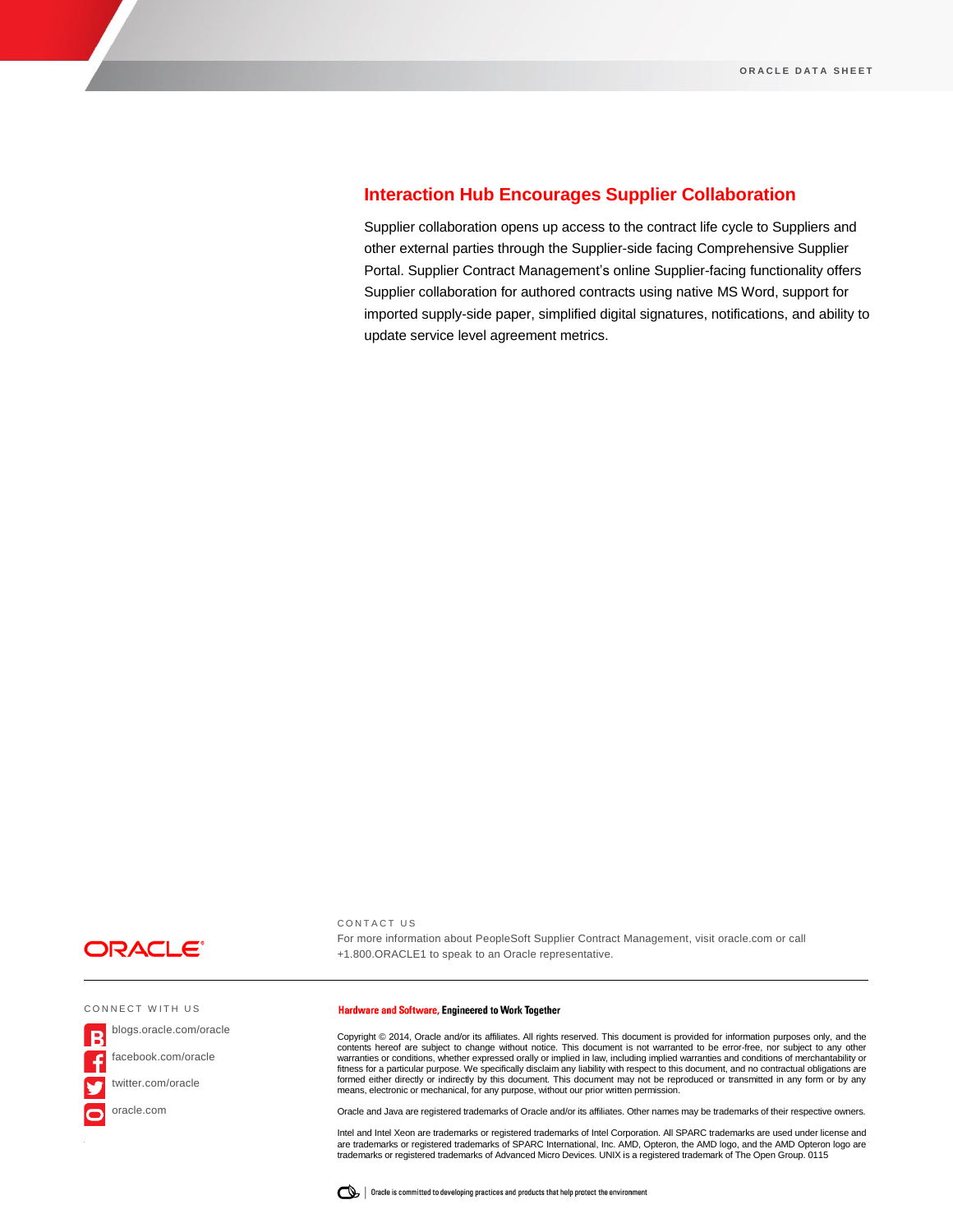## Interaction Hub Encourages Supplier Collaboration

Supplier collaboration opens up access to the contract life cycle to Suppliers and other external parties through the Supplier-side facing Comprehensive Supplier Portal. Supplier Contract Management's online Supplier-facing functionality offers Supplier collaboration for authored contracts using native MS Word, support for imported supply-side paper, simplified digital signatures, notifications, and ability to update service level agreement metrics.

CONTACT US

For more information about PeopleSoft Supplier Contract Management, visit oracle.com or call +1.800.ORACLE1 to speak to an Oracle representative.

CONNECT WITH US

blogs.oracle.com/oracle

facebook.com/oracle

twitter.com/oracle

oracle.com

**Hardware and Software, Engineered to Work Together**

Copyright © 2014, Oracle and/or its affiliates. All rights reserved. This document is provided for information purposes only, and the contents hereof are subject to change without notice. This document is not warranted to be error-free, nor subject to any other warranties or conditions, whether expressed orally or implied in law, including implied warranties and conditions of merchantability or fitness for a particular purpose. We specifically disclaim any liability with respect to this document, and no contractual obligations are formed either directly or indirectly by this document. This document may not be reproduced or transmitted in any form or by any means, electronic or mechanical, for any purpose, without our prior written permission.

Oracle and Java are registered trademarks of Oracle and/or its affiliates. Other names may be trademarks of their respective owners.

Intel and Intel Xeon are trademarks or registered trademarks of Intel Corporation. All SPARC trademarks are used under license and are trademarks or registered trademarks of SPARC International, Inc. AMD, Opteron, the AMD logo, and the AMD Opteron logo are trademarks or registered trademarks of Advanced Micro Devices. UNIX is a registered trademark of The Open Group. 0115

Oracle is committed to developing practices and products that help protect the environment